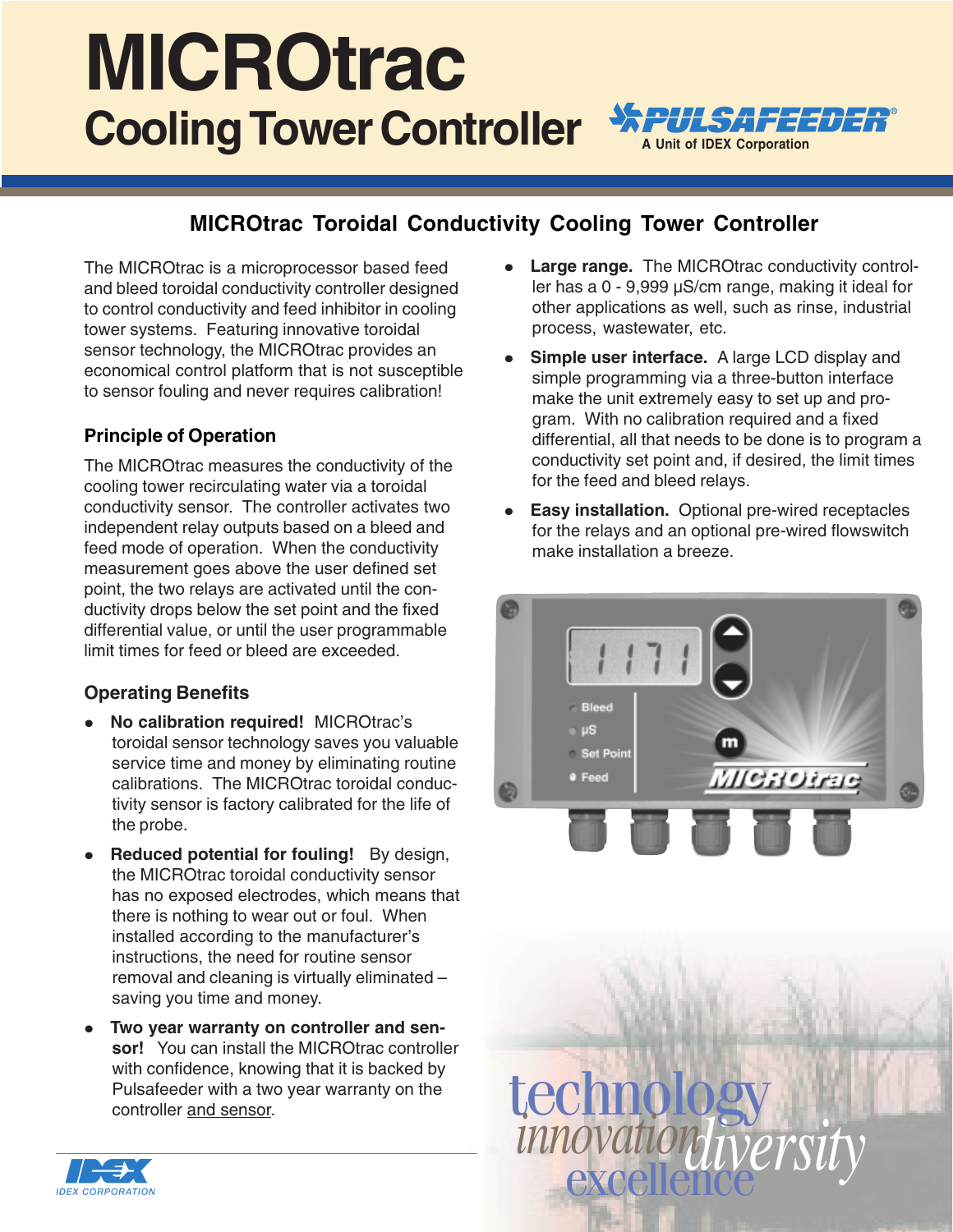# MICROtrac

## Cooling Tower Controller

PULSAFEEDER
A Unit of IDEX Corporation

## MICROtrac Toroidal Conductivity Cooling Tower Controller

The MICROtrac is a microprocessor based feed and bleed toroidal conductivity controller designed to control conductivity and feed inhibitor in cooling tower systems. Featuring innovative toroidal sensor technology, the MICROtrac provides an economical control platform that is not susceptible to sensor fouling and never requires calibration!

### Principle of Operation

The MICROtrac measures the conductivity of the cooling tower recirculating water via a toroidal conductivity sensor. The controller activates two independent relay outputs based on a bleed and feed mode of operation. When the conductivity measurement goes above the user defined set point, the two relays are activated until the conductivity drops below the set point and the fixed differential value, or until the user programmable limit times for feed or bleed are exceeded.

### Operating Benefits

- **No calibration required!** MICROtrac's toroidal sensor technology saves you valuable service time and money by eliminating routine calibrations. The MICROtrac toroidal conductivity sensor is factory calibrated for the life of the probe.
- **Reduced potential for fouling!** By design, the MICROtrac toroidal conductivity sensor has no exposed electrodes, which means that there is nothing to wear out or foul. When installed according to the manufacturer's instructions, the need for routine sensor removal and cleaning is virtually eliminated – saving you time and money.
- **Two year warranty on controller and sensor!** You can install the MICROtrac controller with confidence, knowing that it is backed by Pulsafeeder with a two year warranty on the controller <u>and sensor</u>.
- **Large range.** The MICROtrac conductivity controller has a 0 - 9,999 µS/cm range, making it ideal for other applications as well, such as rinse, industrial process, wastewater, etc.
- **Simple user interface.** A large LCD display and simple programming via a three-button interface make the unit extremely easy to set up and program. With no calibration required and a fixed differential, all that needs to be done is to program a conductivity set point and, if desired, the limit times for the feed and bleed relays.
- **Easy installation.** Optional pre-wired receptacles for the relays and an optional pre-wired flowswitch make installation a breeze.

IDEX CORPORATION

technology innovation diversity excellence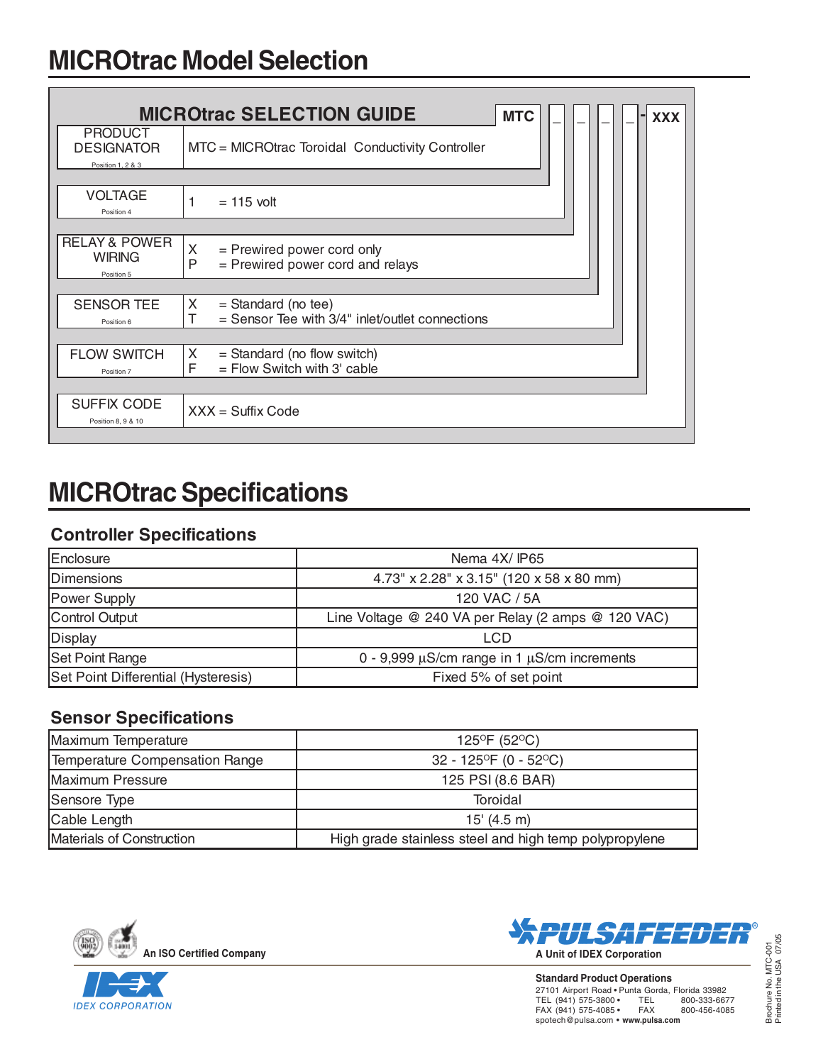# MICROtrac Model Selection

## MICROtrac SELECTION GUIDE

MTC _ _ _ _ - XXX

| | |
|---|---|
| PRODUCT DESIGNATOR (Position 1, 2 & 3) | MTC = MICROtrac Toroidal Conductivity Controller |
| VOLTAGE (Position 4) | 1 = 115 volt |
| RELAY & POWER WIRING (Position 5) | X = Prewired power cord only<br>P = Prewired power cord and relays |
| SENSOR TEE (Position 6) | X = Standard (no tee)<br>T = Sensor Tee with 3/4" inlet/outlet connections |
| FLOW SWITCH (Position 7) | X = Standard (no flow switch)<br>F = Flow Switch with 3' cable |
| SUFFIX CODE (Position 8, 9 & 10) | XXX = Suffix Code |

# MICROtrac Specifications

### Controller Specifications

| | |
|---|---|
| Enclosure | Nema 4X/ IP65 |
| Dimensions | 4.73" x 2.28" x 3.15" (120 x 58 x 80 mm) |
| Power Supply | 120 VAC / 5A |
| Control Output | Line Voltage @ 240 VA per Relay (2 amps @ 120 VAC) |
| Display | LCD |
| Set Point Range | 0 - 9,999 µS/cm range in 1 µS/cm increments |
| Set Point Differential (Hysteresis) | Fixed 5% of set point |

### Sensor Specifications

| | |
|---|---|
| Maximum Temperature | 125°F (52°C) |
| Temperature Compensation Range | 32 - 125°F (0 - 52°C) |
| Maximum Pressure | 125 PSI (8.6 BAR) |
| Sensore Type | Toroidal |
| Cable Length | 15' (4.5 m) |
| Materials of Construction | High grade stainless steel and high temp polypropylene |

An ISO Certified Company

IDEX CORPORATION

PULSAFEEDER®
A Unit of IDEX Corporation

**Standard Product Operations**
27101 Airport Road • Punta Gorda, Florida 33982
TEL (941) 575-3800 • TEL 800-333-6677
FAX (941) 575-4085 • FAX 800-456-4085
spotech@pulsa.com • **www.pulsa.com**

Brochure No. MTC-001
Printed in the USA 07/05